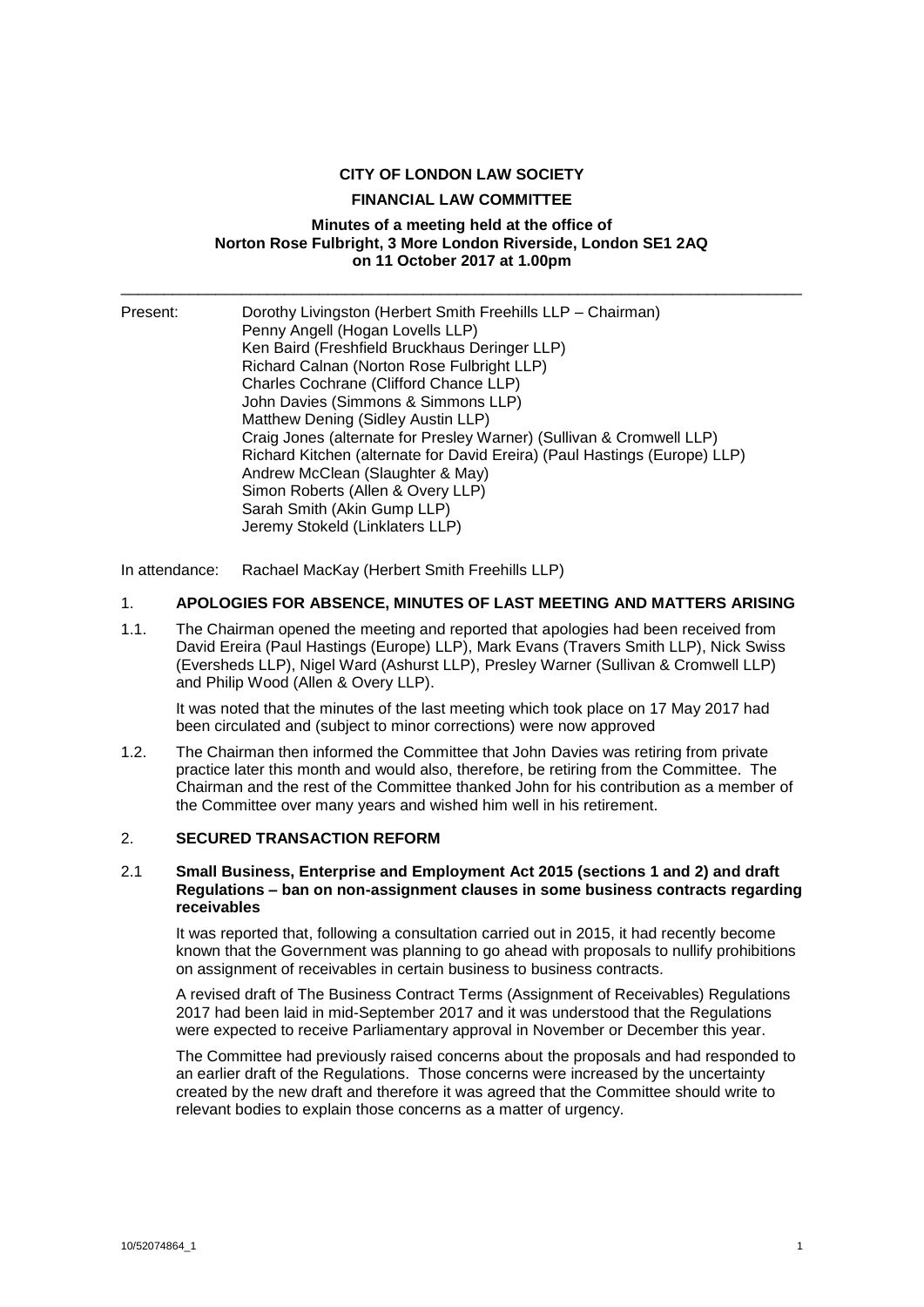**CITY OF LONDON LAW SOCIETY**

**FINANCIAL LAW COMMITTEE**

**Minutes of a meeting held at the office of Norton Rose Fulbright, 3 More London Riverside, London SE1 2AQ on 11 October 2017 at 1.00pm**

---

Present: Dorothy Livingston (Herbert Smith Freehills LLP – Chairman)
Penny Angell (Hogan Lovells LLP)
Ken Baird (Freshfield Bruckhaus Deringer LLP)
Richard Calnan (Norton Rose Fulbright LLP)
Charles Cochrane (Clifford Chance LLP)
John Davies (Simmons & Simmons LLP)
Matthew Dening (Sidley Austin LLP)
Craig Jones (alternate for Presley Warner) (Sullivan & Cromwell LLP)
Richard Kitchen (alternate for David Ereira) (Paul Hastings (Europe) LLP)
Andrew McClean (Slaughter & May)
Simon Roberts (Allen & Overy LLP)
Sarah Smith (Akin Gump LLP)
Jeremy Stokeld (Linklaters LLP)

In attendance: Rachael MacKay (Herbert Smith Freehills LLP)

## 1. APOLOGIES FOR ABSENCE, MINUTES OF LAST MEETING AND MATTERS ARISING

1.1. The Chairman opened the meeting and reported that apologies had been received from David Ereira (Paul Hastings (Europe) LLP), Mark Evans (Travers Smith LLP), Nick Swiss (Eversheds LLP), Nigel Ward (Ashurst LLP), Presley Warner (Sullivan & Cromwell LLP) and Philip Wood (Allen & Overy LLP).

It was noted that the minutes of the last meeting which took place on 17 May 2017 had been circulated and (subject to minor corrections) were now approved

1.2. The Chairman then informed the Committee that John Davies was retiring from private practice later this month and would also, therefore, be retiring from the Committee. The Chairman and the rest of the Committee thanked John for his contribution as a member of the Committee over many years and wished him well in his retirement.

## 2. SECURED TRANSACTION REFORM

### 2.1 Small Business, Enterprise and Employment Act 2015 (sections 1 and 2) and draft Regulations – ban on non-assignment clauses in some business contracts regarding receivables

It was reported that, following a consultation carried out in 2015, it had recently become known that the Government was planning to go ahead with proposals to nullify prohibitions on assignment of receivables in certain business to business contracts.

A revised draft of The Business Contract Terms (Assignment of Receivables) Regulations 2017 had been laid in mid-September 2017 and it was understood that the Regulations were expected to receive Parliamentary approval in November or December this year.

The Committee had previously raised concerns about the proposals and had responded to an earlier draft of the Regulations. Those concerns were increased by the uncertainty created by the new draft and therefore it was agreed that the Committee should write to relevant bodies to explain those concerns as a matter of urgency.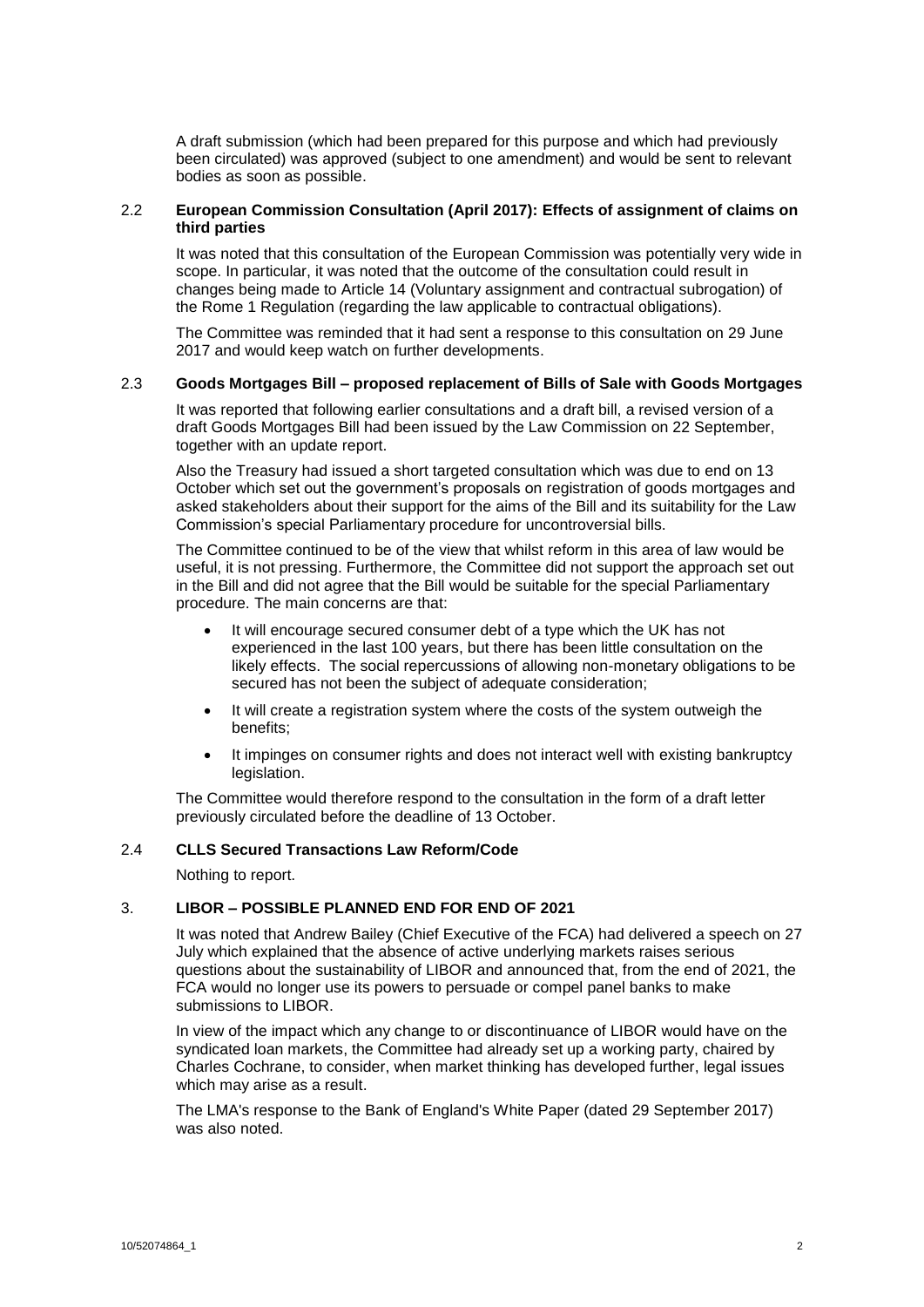A draft submission (which had been prepared for this purpose and which had previously been circulated) was approved (subject to one amendment) and would be sent to relevant bodies as soon as possible.

### 2.2 European Commission Consultation (April 2017): Effects of assignment of claims on third parties

It was noted that this consultation of the European Commission was potentially very wide in scope. In particular, it was noted that the outcome of the consultation could result in changes being made to Article 14 (Voluntary assignment and contractual subrogation) of the Rome 1 Regulation (regarding the law applicable to contractual obligations).

The Committee was reminded that it had sent a response to this consultation on 29 June 2017 and would keep watch on further developments.

### 2.3 Goods Mortgages Bill – proposed replacement of Bills of Sale with Goods Mortgages

It was reported that following earlier consultations and a draft bill, a revised version of a draft Goods Mortgages Bill had been issued by the Law Commission on 22 September, together with an update report.

Also the Treasury had issued a short targeted consultation which was due to end on 13 October which set out the government's proposals on registration of goods mortgages and asked stakeholders about their support for the aims of the Bill and its suitability for the Law Commission's special Parliamentary procedure for uncontroversial bills.

The Committee continued to be of the view that whilst reform in this area of law would be useful, it is not pressing. Furthermore, the Committee did not support the approach set out in the Bill and did not agree that the Bill would be suitable for the special Parliamentary procedure. The main concerns are that:

- It will encourage secured consumer debt of a type which the UK has not experienced in the last 100 years, but there has been little consultation on the likely effects. The social repercussions of allowing non-monetary obligations to be secured has not been the subject of adequate consideration;
- It will create a registration system where the costs of the system outweigh the benefits;
- It impinges on consumer rights and does not interact well with existing bankruptcy legislation.

The Committee would therefore respond to the consultation in the form of a draft letter previously circulated before the deadline of 13 October.

### 2.4 CLLS Secured Transactions Law Reform/Code

Nothing to report.

## 3. LIBOR – POSSIBLE PLANNED END FOR END OF 2021

It was noted that Andrew Bailey (Chief Executive of the FCA) had delivered a speech on 27 July which explained that the absence of active underlying markets raises serious questions about the sustainability of LIBOR and announced that, from the end of 2021, the FCA would no longer use its powers to persuade or compel panel banks to make submissions to LIBOR.

In view of the impact which any change to or discontinuance of LIBOR would have on the syndicated loan markets, the Committee had already set up a working party, chaired by Charles Cochrane, to consider, when market thinking has developed further, legal issues which may arise as a result.

The LMA's response to the Bank of England's White Paper (dated 29 September 2017) was also noted.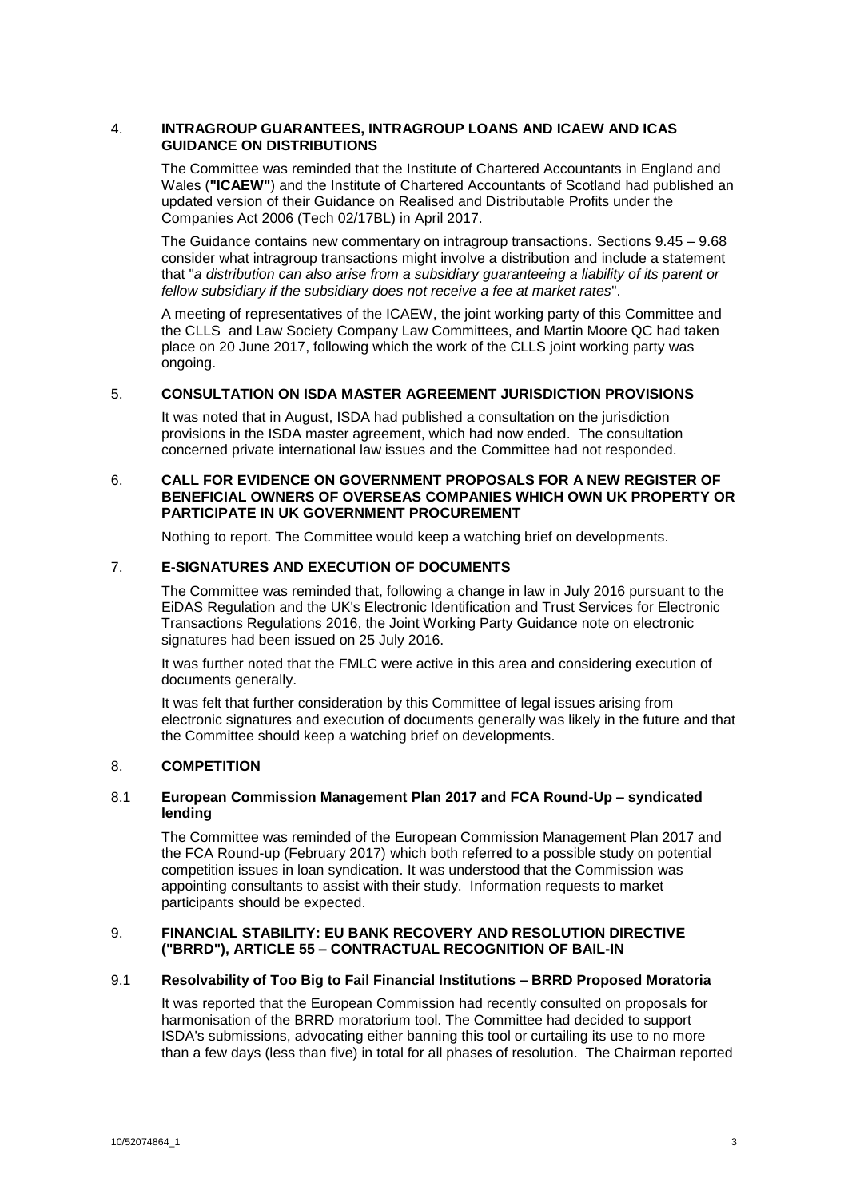## 4. INTRAGROUP GUARANTEES, INTRAGROUP LOANS AND ICAEW AND ICAS GUIDANCE ON DISTRIBUTIONS

The Committee was reminded that the Institute of Chartered Accountants in England and Wales (**"ICAEW"**) and the Institute of Chartered Accountants of Scotland had published an updated version of their Guidance on Realised and Distributable Profits under the Companies Act 2006 (Tech 02/17BL) in April 2017.

The Guidance contains new commentary on intragroup transactions. Sections 9.45 – 9.68 consider what intragroup transactions might involve a distribution and include a statement that "*a distribution can also arise from a subsidiary guaranteeing a liability of its parent or fellow subsidiary if the subsidiary does not receive a fee at market rates*".

A meeting of representatives of the ICAEW, the joint working party of this Committee and the CLLS and Law Society Company Law Committees, and Martin Moore QC had taken place on 20 June 2017, following which the work of the CLLS joint working party was ongoing.

## 5. CONSULTATION ON ISDA MASTER AGREEMENT JURISDICTION PROVISIONS

It was noted that in August, ISDA had published a consultation on the jurisdiction provisions in the ISDA master agreement, which had now ended. The consultation concerned private international law issues and the Committee had not responded.

## 6. CALL FOR EVIDENCE ON GOVERNMENT PROPOSALS FOR A NEW REGISTER OF BENEFICIAL OWNERS OF OVERSEAS COMPANIES WHICH OWN UK PROPERTY OR PARTICIPATE IN UK GOVERNMENT PROCUREMENT

Nothing to report. The Committee would keep a watching brief on developments.

## 7. E-SIGNATURES AND EXECUTION OF DOCUMENTS

The Committee was reminded that, following a change in law in July 2016 pursuant to the EiDAS Regulation and the UK's Electronic Identification and Trust Services for Electronic Transactions Regulations 2016, the Joint Working Party Guidance note on electronic signatures had been issued on 25 July 2016.

It was further noted that the FMLC were active in this area and considering execution of documents generally.

It was felt that further consideration by this Committee of legal issues arising from electronic signatures and execution of documents generally was likely in the future and that the Committee should keep a watching brief on developments.

## 8. COMPETITION

### 8.1 European Commission Management Plan 2017 and FCA Round-Up – syndicated lending

The Committee was reminded of the European Commission Management Plan 2017 and the FCA Round-up (February 2017) which both referred to a possible study on potential competition issues in loan syndication. It was understood that the Commission was appointing consultants to assist with their study. Information requests to market participants should be expected.

## 9. FINANCIAL STABILITY: EU BANK RECOVERY AND RESOLUTION DIRECTIVE ("BRRD"), ARTICLE 55 – CONTRACTUAL RECOGNITION OF BAIL-IN

### 9.1 Resolvability of Too Big to Fail Financial Institutions – BRRD Proposed Moratoria

It was reported that the European Commission had recently consulted on proposals for harmonisation of the BRRD moratorium tool. The Committee had decided to support ISDA's submissions, advocating either banning this tool or curtailing its use to no more than a few days (less than five) in total for all phases of resolution. The Chairman reported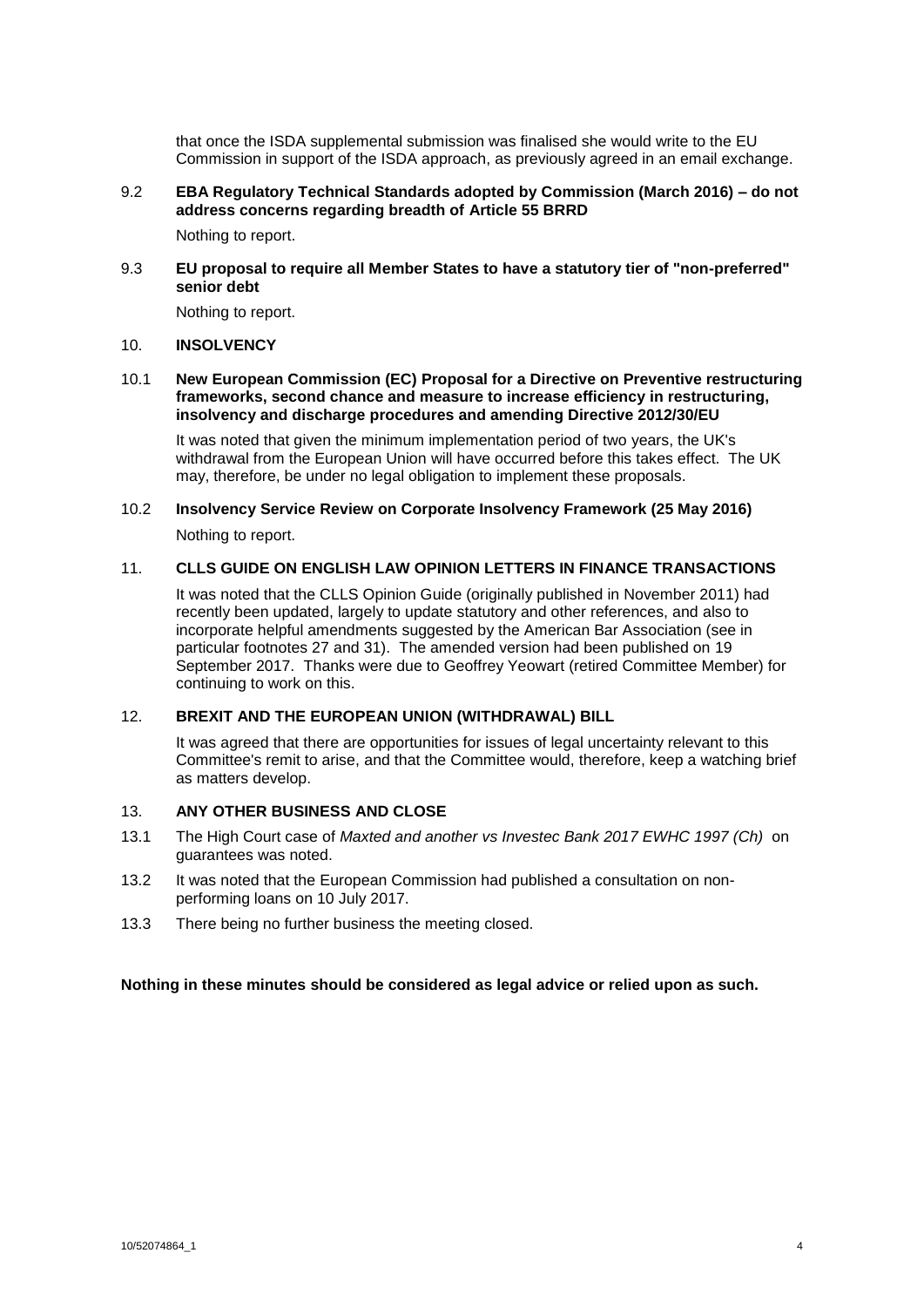that once the ISDA supplemental submission was finalised she would write to the EU Commission in support of the ISDA approach, as previously agreed in an email exchange.

9.2 **EBA Regulatory Technical Standards adopted by Commission (March 2016) – do not address concerns regarding breadth of Article 55 BRRD**

Nothing to report.

9.3 **EU proposal to require all Member States to have a statutory tier of "non-preferred" senior debt**

Nothing to report.

10. **INSOLVENCY**

10.1 **New European Commission (EC) Proposal for a Directive on Preventive restructuring frameworks, second chance and measure to increase efficiency in restructuring, insolvency and discharge procedures and amending Directive 2012/30/EU**

It was noted that given the minimum implementation period of two years, the UK's withdrawal from the European Union will have occurred before this takes effect. The UK may, therefore, be under no legal obligation to implement these proposals.

10.2 **Insolvency Service Review on Corporate Insolvency Framework (25 May 2016)**

Nothing to report.

11. **CLLS GUIDE ON ENGLISH LAW OPINION LETTERS IN FINANCE TRANSACTIONS**

It was noted that the CLLS Opinion Guide (originally published in November 2011) had recently been updated, largely to update statutory and other references, and also to incorporate helpful amendments suggested by the American Bar Association (see in particular footnotes 27 and 31). The amended version had been published on 19 September 2017. Thanks were due to Geoffrey Yeowart (retired Committee Member) for continuing to work on this.

12. **BREXIT AND THE EUROPEAN UNION (WITHDRAWAL) BILL**

It was agreed that there are opportunities for issues of legal uncertainty relevant to this Committee's remit to arise, and that the Committee would, therefore, keep a watching brief as matters develop.

13. **ANY OTHER BUSINESS AND CLOSE**

13.1 The High Court case of *Maxted and another vs Investec Bank 2017 EWHC 1997 (Ch)* on guarantees was noted.

13.2 It was noted that the European Commission had published a consultation on non-performing loans on 10 July 2017.

13.3 There being no further business the meeting closed.

**Nothing in these minutes should be considered as legal advice or relied upon as such.**

10/52074864_1